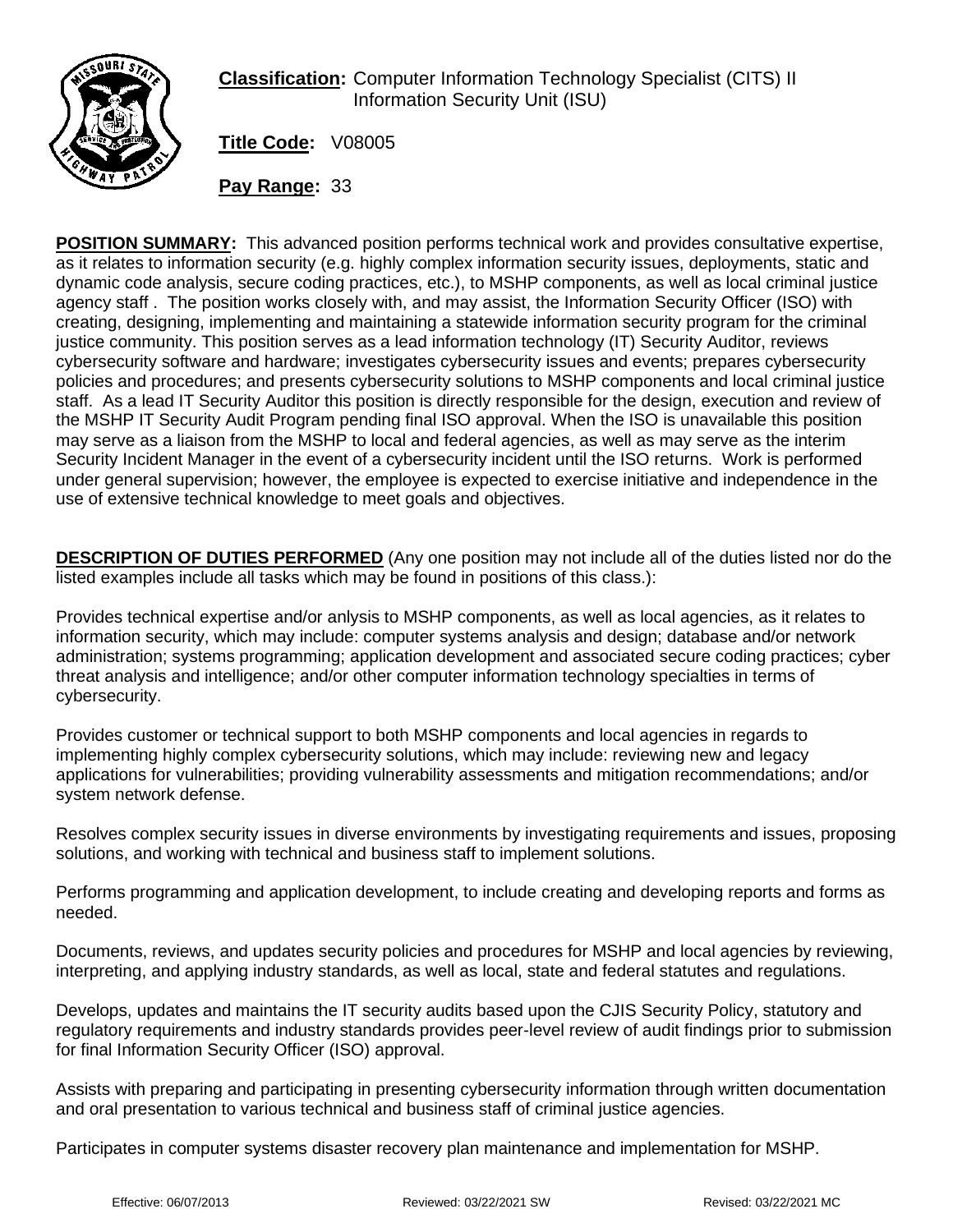**Classification:** Computer Information Technology Specialist (CITS) II
Information Security Unit (ISU)

**Title Code:** V08005

**Pay Range:** 33

**POSITION SUMMARY:** This advanced position performs technical work and provides consultative expertise, as it relates to information security (e.g. highly complex information security issues, deployments, static and dynamic code analysis, secure coding practices, etc.), to MSHP components, as well as local criminal justice agency staff . The position works closely with, and may assist, the Information Security Officer (ISO) with creating, designing, implementing and maintaining a statewide information security program for the criminal justice community. This position serves as a lead information technology (IT) Security Auditor, reviews cybersecurity software and hardware; investigates cybersecurity issues and events; prepares cybersecurity policies and procedures; and presents cybersecurity solutions to MSHP components and local criminal justice staff. As a lead IT Security Auditor this position is directly responsible for the design, execution and review of the MSHP IT Security Audit Program pending final ISO approval. When the ISO is unavailable this position may serve as a liaison from the MSHP to local and federal agencies, as well as may serve as the interim Security Incident Manager in the event of a cybersecurity incident until the ISO returns. Work is performed under general supervision; however, the employee is expected to exercise initiative and independence in the use of extensive technical knowledge to meet goals and objectives.

**DESCRIPTION OF DUTIES PERFORMED** (Any one position may not include all of the duties listed nor do the listed examples include all tasks which may be found in positions of this class.):

Provides technical expertise and/or anlysis to MSHP components, as well as local agencies, as it relates to information security, which may include: computer systems analysis and design; database and/or network administration; systems programming; application development and associated secure coding practices; cyber threat analysis and intelligence; and/or other computer information technology specialties in terms of cybersecurity.

Provides customer or technical support to both MSHP components and local agencies in regards to implementing highly complex cybersecurity solutions, which may include: reviewing new and legacy applications for vulnerabilities; providing vulnerability assessments and mitigation recommendations; and/or system network defense.

Resolves complex security issues in diverse environments by investigating requirements and issues, proposing solutions, and working with technical and business staff to implement solutions.

Performs programming and application development, to include creating and developing reports and forms as needed.

Documents, reviews, and updates security policies and procedures for MSHP and local agencies by reviewing, interpreting, and applying industry standards, as well as local, state and federal statutes and regulations.

Develops, updates and maintains the IT security audits based upon the CJIS Security Policy, statutory and regulatory requirements and industry standards provides peer-level review of audit findings prior to submission for final Information Security Officer (ISO) approval.

Assists with preparing and participating in presenting cybersecurity information through written documentation and oral presentation to various technical and business staff of criminal justice agencies.

Participates in computer systems disaster recovery plan maintenance and implementation for MSHP.

Effective: 06/07/2013 Reviewed: 03/22/2021 SW Revised: 03/22/2021 MC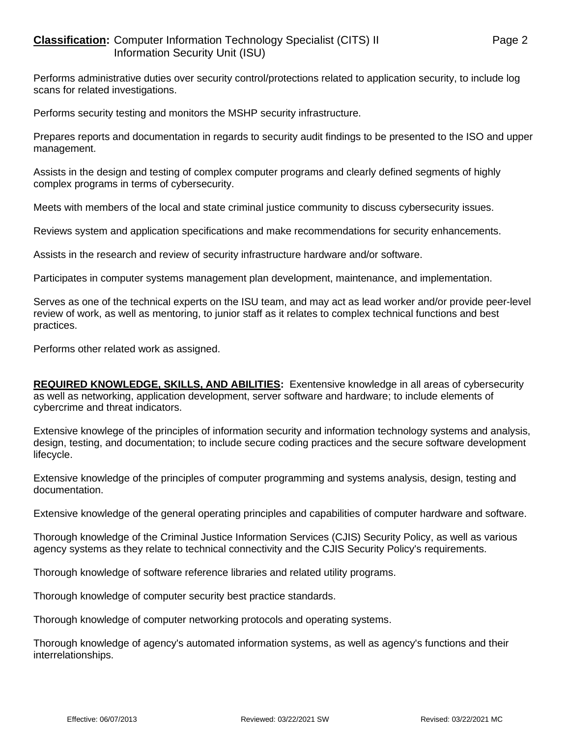Performs administrative duties over security control/protections related to application security, to include log scans for related investigations.

Performs security testing and monitors the MSHP security infrastructure.

Prepares reports and documentation in regards to security audit findings to be presented to the ISO and upper management.

Assists in the design and testing of complex computer programs and clearly defined segments of highly complex programs in terms of cybersecurity.

Meets with members of the local and state criminal justice community to discuss cybersecurity issues.

Reviews system and application specifications and make recommendations for security enhancements.

Assists in the research and review of security infrastructure hardware and/or software.

Participates in computer systems management plan development, maintenance, and implementation.

Serves as one of the technical experts on the ISU team, and may act as lead worker and/or provide peer-level review of work, as well as mentoring, to junior staff as it relates to complex technical functions and best practices.

Performs other related work as assigned.

**REQUIRED KNOWLEDGE, SKILLS, AND ABILITIES:** Exentensive knowledge in all areas of cybersecurity as well as networking, application development, server software and hardware; to include elements of cybercrime and threat indicators.

Extensive knowlege of the principles of information security and information technology systems and analysis, design, testing, and documentation; to include secure coding practices and the secure software development lifecycle.

Extensive knowledge of the principles of computer programming and systems analysis, design, testing and documentation.

Extensive knowledge of the general operating principles and capabilities of computer hardware and software.

Thorough knowledge of the Criminal Justice Information Services (CJIS) Security Policy, as well as various agency systems as they relate to technical connectivity and the CJIS Security Policy's requirements.

Thorough knowledge of software reference libraries and related utility programs.

Thorough knowledge of computer security best practice standards.

Thorough knowledge of computer networking protocols and operating systems.

Thorough knowledge of agency's automated information systems, as well as agency's functions and their interrelationships.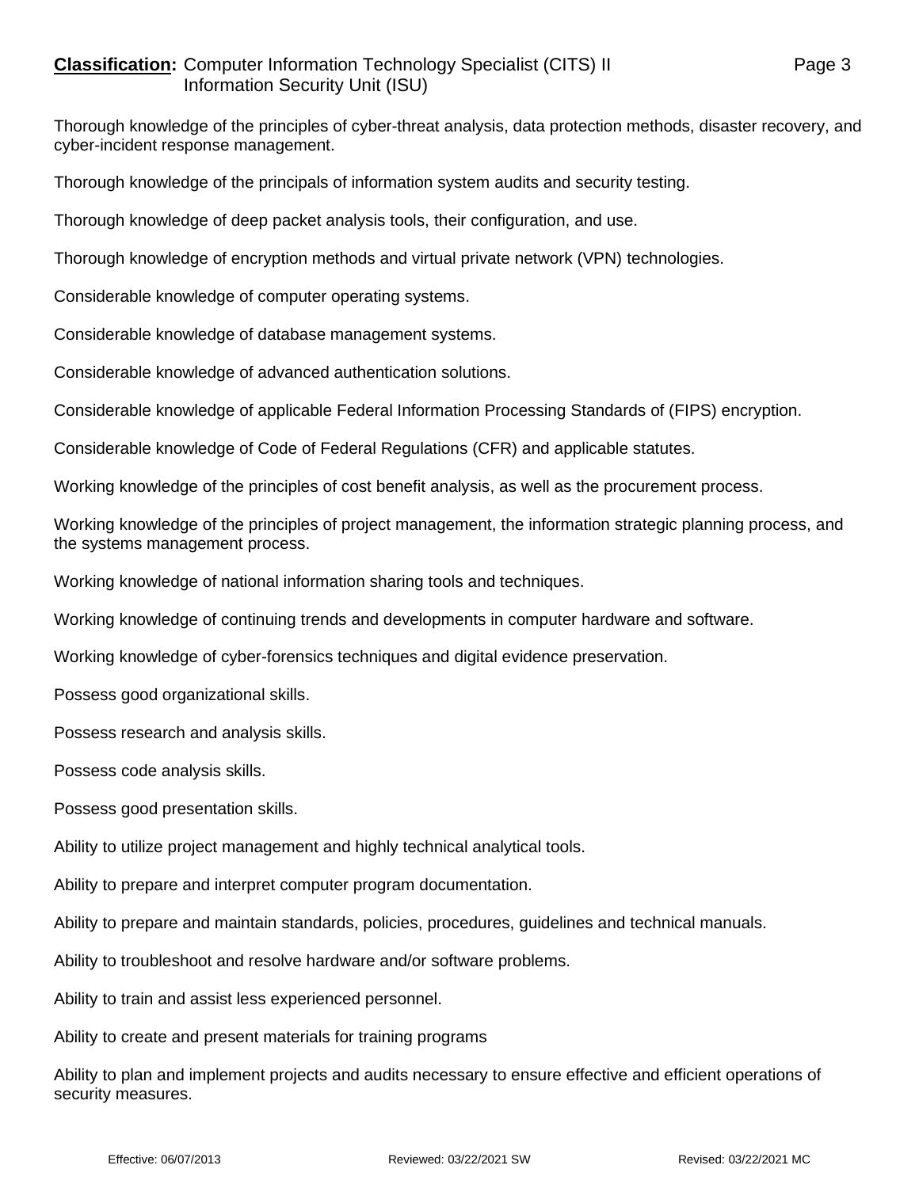Thorough knowledge of the principles of cyber-threat analysis, data protection methods, disaster recovery, and cyber-incident response management.

Thorough knowledge of the principals of information system audits and security testing.

Thorough knowledge of deep packet analysis tools, their configuration, and use.

Thorough knowledge of encryption methods and virtual private network (VPN) technologies.

Considerable knowledge of computer operating systems.

Considerable knowledge of database management systems.

Considerable knowledge of advanced authentication solutions.

Considerable knowledge of applicable Federal Information Processing Standards of (FIPS) encryption.

Considerable knowledge of Code of Federal Regulations (CFR) and applicable statutes.

Working knowledge of the principles of cost benefit analysis, as well as the procurement process.

Working knowledge of the principles of project management, the information strategic planning process, and the systems management process.

Working knowledge of national information sharing tools and techniques.

Working knowledge of continuing trends and developments in computer hardware and software.

Working knowledge of cyber-forensics techniques and digital evidence preservation.

Possess good organizational skills.

Possess research and analysis skills.

Possess code analysis skills.

Possess good presentation skills.

Ability to utilize project management and highly technical analytical tools.

Ability to prepare and interpret computer program documentation.

Ability to prepare and maintain standards, policies, procedures, guidelines and technical manuals.

Ability to troubleshoot and resolve hardware and/or software problems.

Ability to train and assist less experienced personnel.

Ability to create and present materials for training programs

Ability to plan and implement projects and audits necessary to ensure effective and efficient operations of security measures.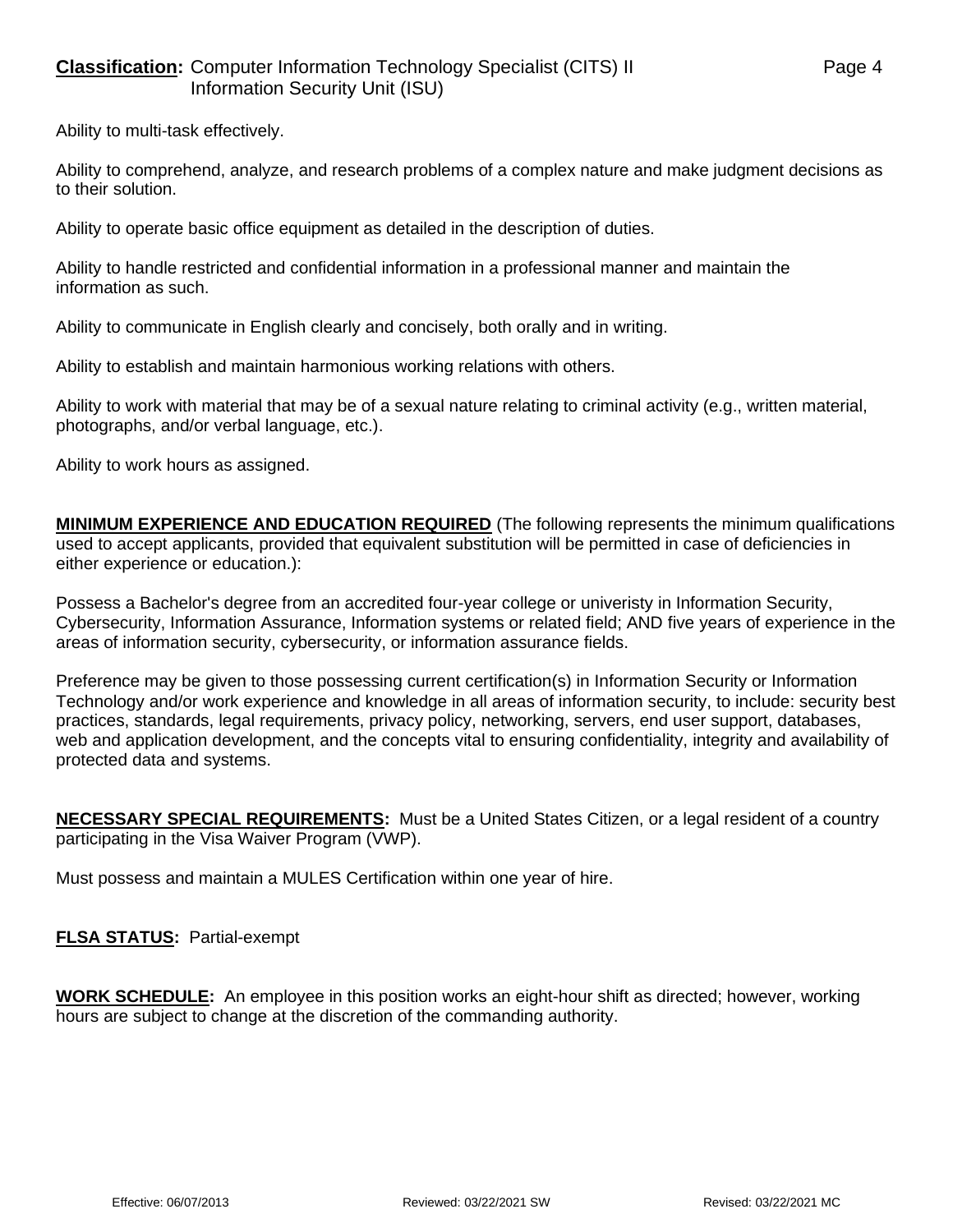Ability to multi-task effectively.

Ability to comprehend, analyze, and research problems of a complex nature and make judgment decisions as to their solution.

Ability to operate basic office equipment as detailed in the description of duties.

Ability to handle restricted and confidential information in a professional manner and maintain the information as such.

Ability to communicate in English clearly and concisely, both orally and in writing.

Ability to establish and maintain harmonious working relations with others.

Ability to work with material that may be of a sexual nature relating to criminal activity (e.g., written material, photographs, and/or verbal language, etc.).

Ability to work hours as assigned.

**MINIMUM EXPERIENCE AND EDUCATION REQUIRED** (The following represents the minimum qualifications used to accept applicants, provided that equivalent substitution will be permitted in case of deficiencies in either experience or education.):

Possess a Bachelor's degree from an accredited four-year college or univeristy in Information Security, Cybersecurity, Information Assurance, Information systems or related field; AND five years of experience in the areas of information security, cybersecurity, or information assurance fields.

Preference may be given to those possessing current certification(s) in Information Security or Information Technology and/or work experience and knowledge in all areas of information security, to include: security best practices, standards, legal requirements, privacy policy, networking, servers, end user support, databases, web and application development, and the concepts vital to ensuring confidentiality, integrity and availability of protected data and systems.

**NECESSARY SPECIAL REQUIREMENTS:** Must be a United States Citizen, or a legal resident of a country participating in the Visa Waiver Program (VWP).

Must possess and maintain a MULES Certification within one year of hire.

**FLSA STATUS:** Partial-exempt

**WORK SCHEDULE:** An employee in this position works an eight-hour shift as directed; however, working hours are subject to change at the discretion of the commanding authority.

Effective: 06/07/2013 Reviewed: 03/22/2021 SW Revised: 03/22/2021 MC